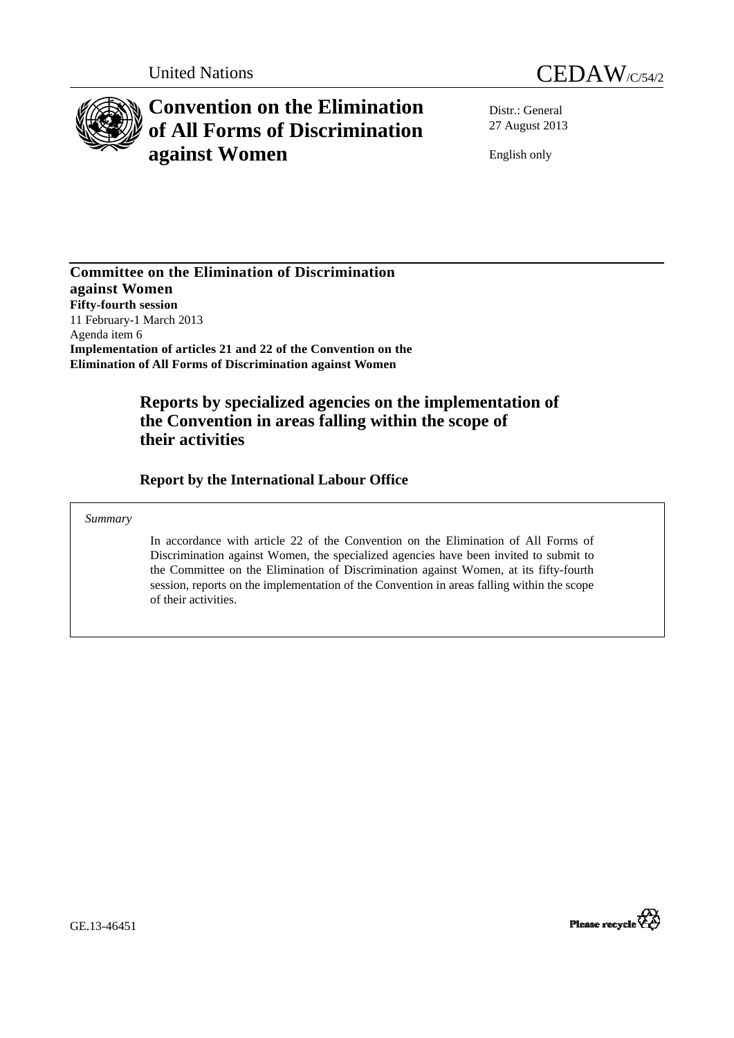United Nations

# CEDAW/C/54/2

# Convention on the Elimination of All Forms of Discrimination against Women

Distr.: General
27 August 2013

English only

**Committee on the Elimination of Discrimination against Women**
**Fifty-fourth session**
11 February-1 March 2013
Agenda item 6
**Implementation of articles 21 and 22 of the Convention on the Elimination of All Forms of Discrimination against Women**

## Reports by specialized agencies on the implementation of the Convention in areas falling within the scope of their activities

### Report by the International Labour Office

*Summary*

In accordance with article 22 of the Convention on the Elimination of All Forms of Discrimination against Women, the specialized agencies have been invited to submit to the Committee on the Elimination of Discrimination against Women, at its fifty-fourth session, reports on the implementation of the Convention in areas falling within the scope of their activities.

GE.13-46451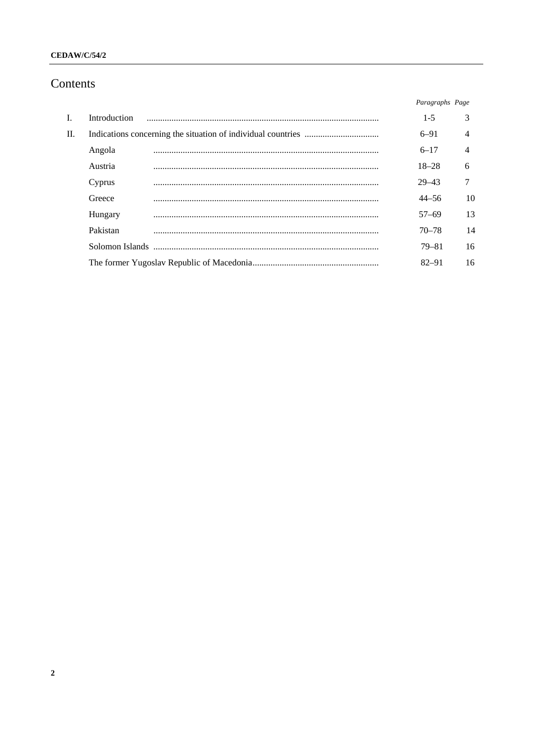# Contents

| | | *Paragraphs* | *Page* |
|---|---|---|---|
| I. | Introduction | 1-5 | 3 |
| II. | Indications concerning the situation of individual countries | 6–91 | 4 |
| | Angola | 6–17 | 4 |
| | Austria | 18–28 | 6 |
| | Cyprus | 29–43 | 7 |
| | Greece | 44–56 | 10 |
| | Hungary | 57–69 | 13 |
| | Pakistan | 70–78 | 14 |
| | Solomon Islands | 79–81 | 16 |
| | The former Yugoslav Republic of Macedonia | 82–91 | 16 |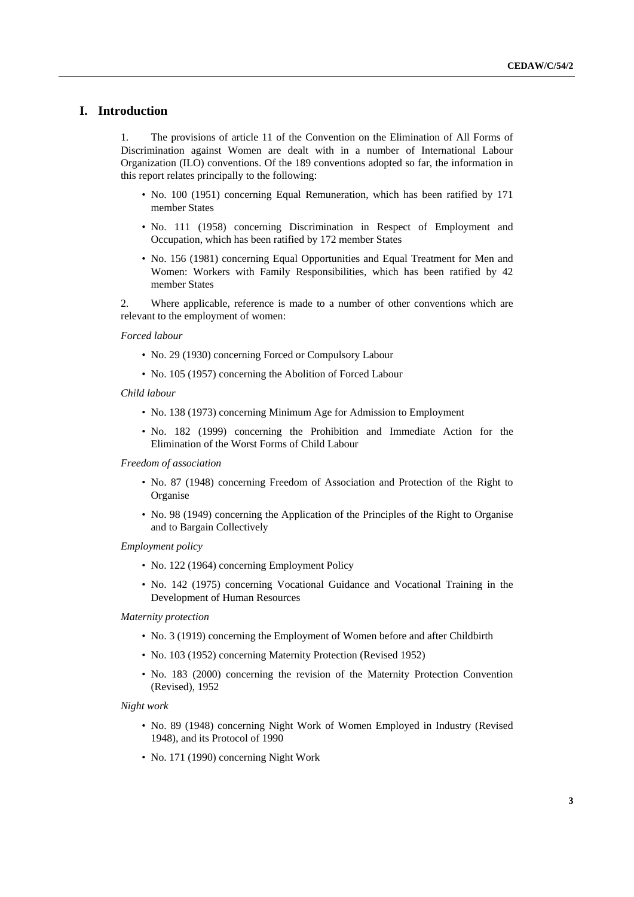# I. Introduction

1. The provisions of article 11 of the Convention on the Elimination of All Forms of Discrimination against Women are dealt with in a number of International Labour Organization (ILO) conventions. Of the 189 conventions adopted so far, the information in this report relates principally to the following:

- No. 100 (1951) concerning Equal Remuneration, which has been ratified by 171 member States
- No. 111 (1958) concerning Discrimination in Respect of Employment and Occupation, which has been ratified by 172 member States
- No. 156 (1981) concerning Equal Opportunities and Equal Treatment for Men and Women: Workers with Family Responsibilities, which has been ratified by 42 member States

2. Where applicable, reference is made to a number of other conventions which are relevant to the employment of women:

*Forced labour*

- No. 29 (1930) concerning Forced or Compulsory Labour
- No. 105 (1957) concerning the Abolition of Forced Labour

*Child labour*

- No. 138 (1973) concerning Minimum Age for Admission to Employment
- No. 182 (1999) concerning the Prohibition and Immediate Action for the Elimination of the Worst Forms of Child Labour

*Freedom of association*

- No. 87 (1948) concerning Freedom of Association and Protection of the Right to Organise
- No. 98 (1949) concerning the Application of the Principles of the Right to Organise and to Bargain Collectively

*Employment policy*

- No. 122 (1964) concerning Employment Policy
- No. 142 (1975) concerning Vocational Guidance and Vocational Training in the Development of Human Resources

*Maternity protection*

- No. 3 (1919) concerning the Employment of Women before and after Childbirth
- No. 103 (1952) concerning Maternity Protection (Revised 1952)
- No. 183 (2000) concerning the revision of the Maternity Protection Convention (Revised), 1952

*Night work*

- No. 89 (1948) concerning Night Work of Women Employed in Industry (Revised 1948), and its Protocol of 1990
- No. 171 (1990) concerning Night Work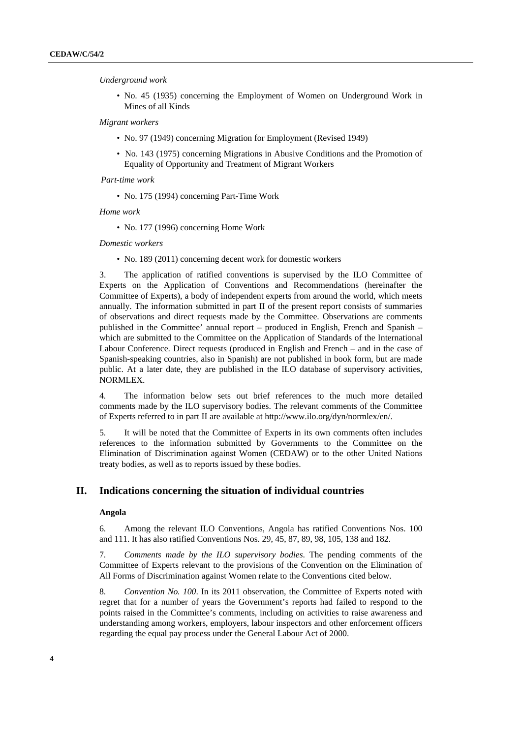*Underground work*

- No. 45 (1935) concerning the Employment of Women on Underground Work in Mines of all Kinds

*Migrant workers*

- No. 97 (1949) concerning Migration for Employment (Revised 1949)
- No. 143 (1975) concerning Migrations in Abusive Conditions and the Promotion of Equality of Opportunity and Treatment of Migrant Workers

*Part-time work*

- No. 175 (1994) concerning Part-Time Work

*Home work*

- No. 177 (1996) concerning Home Work

*Domestic workers*

- No. 189 (2011) concerning decent work for domestic workers

3. The application of ratified conventions is supervised by the ILO Committee of Experts on the Application of Conventions and Recommendations (hereinafter the Committee of Experts), a body of independent experts from around the world, which meets annually. The information submitted in part II of the present report consists of summaries of observations and direct requests made by the Committee. Observations are comments published in the Committee' annual report – produced in English, French and Spanish – which are submitted to the Committee on the Application of Standards of the International Labour Conference. Direct requests (produced in English and French – and in the case of Spanish-speaking countries, also in Spanish) are not published in book form, but are made public. At a later date, they are published in the ILO database of supervisory activities, NORMLEX.

4. The information below sets out brief references to the much more detailed comments made by the ILO supervisory bodies. The relevant comments of the Committee of Experts referred to in part II are available at http://www.ilo.org/dyn/normlex/en/.

5. It will be noted that the Committee of Experts in its own comments often includes references to the information submitted by Governments to the Committee on the Elimination of Discrimination against Women (CEDAW) or to the other United Nations treaty bodies, as well as to reports issued by these bodies.

## II. Indications concerning the situation of individual countries

### Angola

6. Among the relevant ILO Conventions, Angola has ratified Conventions Nos. 100 and 111. It has also ratified Conventions Nos. 29, 45, 87, 89, 98, 105, 138 and 182.

7. *Comments made by the ILO supervisory bodies*. The pending comments of the Committee of Experts relevant to the provisions of the Convention on the Elimination of All Forms of Discrimination against Women relate to the Conventions cited below.

8. *Convention No. 100*. In its 2011 observation, the Committee of Experts noted with regret that for a number of years the Government's reports had failed to respond to the points raised in the Committee's comments, including on activities to raise awareness and understanding among workers, employers, labour inspectors and other enforcement officers regarding the equal pay process under the General Labour Act of 2000.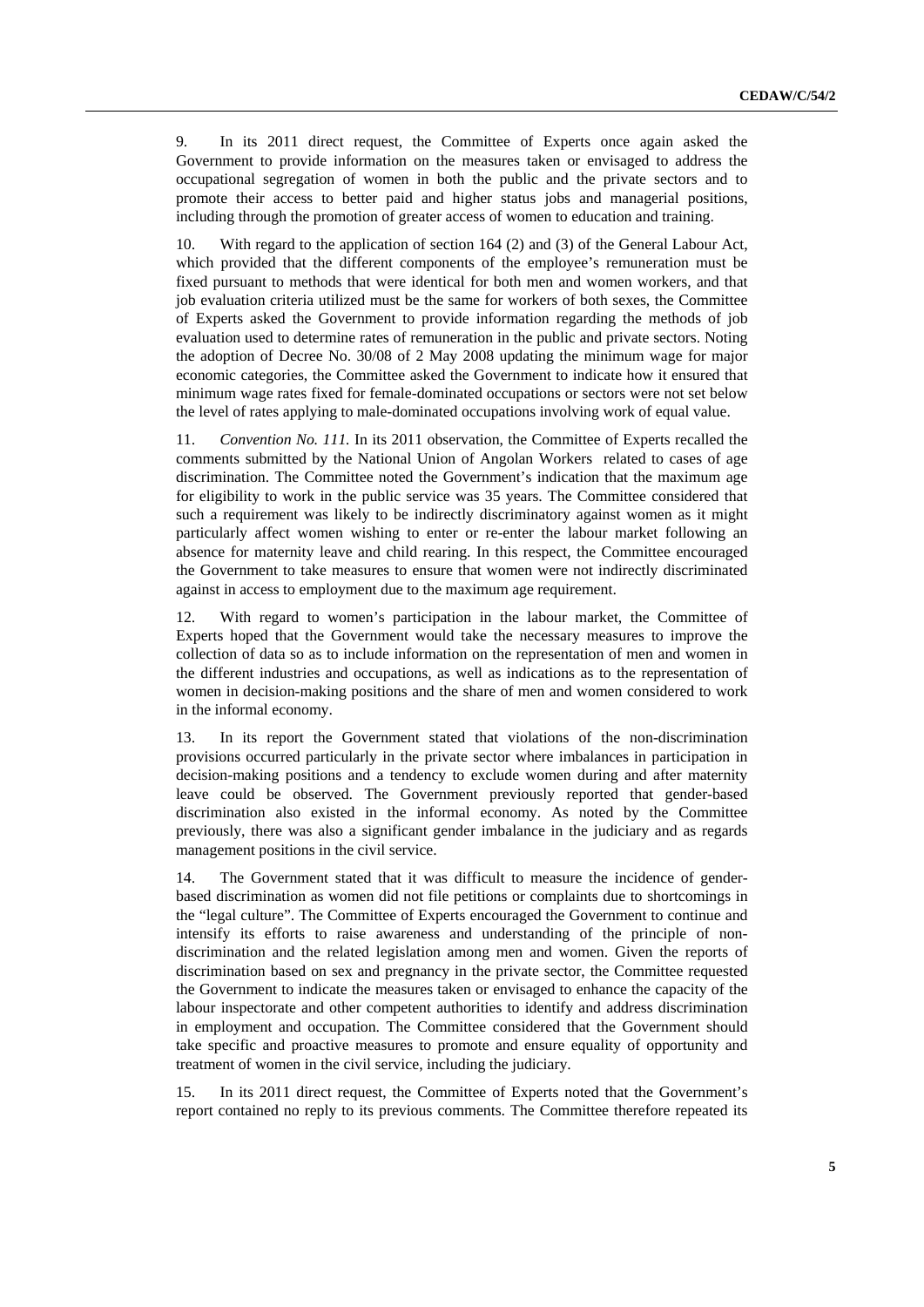9. In its 2011 direct request, the Committee of Experts once again asked the Government to provide information on the measures taken or envisaged to address the occupational segregation of women in both the public and the private sectors and to promote their access to better paid and higher status jobs and managerial positions, including through the promotion of greater access of women to education and training.

10. With regard to the application of section 164 (2) and (3) of the General Labour Act, which provided that the different components of the employee's remuneration must be fixed pursuant to methods that were identical for both men and women workers, and that job evaluation criteria utilized must be the same for workers of both sexes, the Committee of Experts asked the Government to provide information regarding the methods of job evaluation used to determine rates of remuneration in the public and private sectors. Noting the adoption of Decree No. 30/08 of 2 May 2008 updating the minimum wage for major economic categories, the Committee asked the Government to indicate how it ensured that minimum wage rates fixed for female-dominated occupations or sectors were not set below the level of rates applying to male-dominated occupations involving work of equal value.

11. *Convention No. 111.* In its 2011 observation, the Committee of Experts recalled the comments submitted by the National Union of Angolan Workers related to cases of age discrimination. The Committee noted the Government's indication that the maximum age for eligibility to work in the public service was 35 years. The Committee considered that such a requirement was likely to be indirectly discriminatory against women as it might particularly affect women wishing to enter or re-enter the labour market following an absence for maternity leave and child rearing. In this respect, the Committee encouraged the Government to take measures to ensure that women were not indirectly discriminated against in access to employment due to the maximum age requirement.

12. With regard to women's participation in the labour market, the Committee of Experts hoped that the Government would take the necessary measures to improve the collection of data so as to include information on the representation of men and women in the different industries and occupations, as well as indications as to the representation of women in decision-making positions and the share of men and women considered to work in the informal economy.

13. In its report the Government stated that violations of the non-discrimination provisions occurred particularly in the private sector where imbalances in participation in decision-making positions and a tendency to exclude women during and after maternity leave could be observed. The Government previously reported that gender-based discrimination also existed in the informal economy. As noted by the Committee previously, there was also a significant gender imbalance in the judiciary and as regards management positions in the civil service.

14. The Government stated that it was difficult to measure the incidence of gender-based discrimination as women did not file petitions or complaints due to shortcomings in the "legal culture". The Committee of Experts encouraged the Government to continue and intensify its efforts to raise awareness and understanding of the principle of non-discrimination and the related legislation among men and women. Given the reports of discrimination based on sex and pregnancy in the private sector, the Committee requested the Government to indicate the measures taken or envisaged to enhance the capacity of the labour inspectorate and other competent authorities to identify and address discrimination in employment and occupation. The Committee considered that the Government should take specific and proactive measures to promote and ensure equality of opportunity and treatment of women in the civil service, including the judiciary.

15. In its 2011 direct request, the Committee of Experts noted that the Government's report contained no reply to its previous comments. The Committee therefore repeated its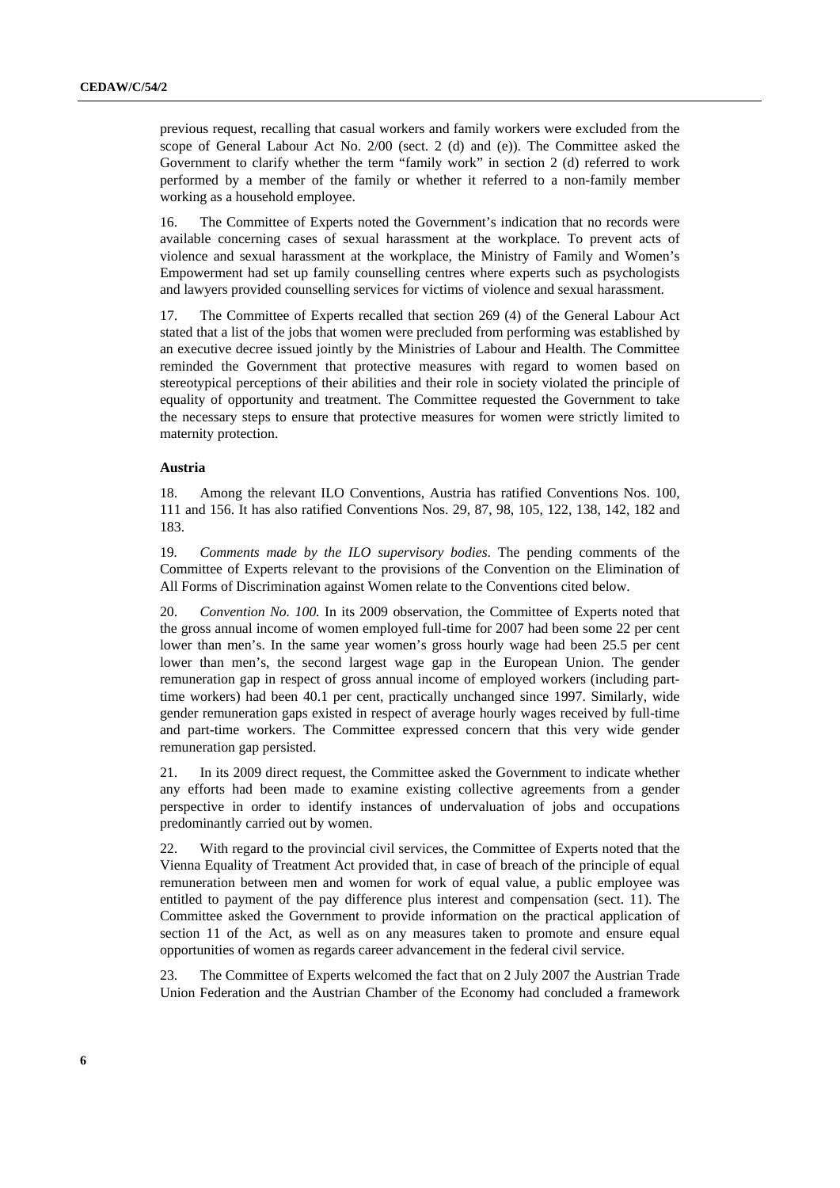previous request, recalling that casual workers and family workers were excluded from the scope of General Labour Act No. 2/00 (sect. 2 (d) and (e)). The Committee asked the Government to clarify whether the term "family work" in section 2 (d) referred to work performed by a member of the family or whether it referred to a non-family member working as a household employee.

16. The Committee of Experts noted the Government's indication that no records were available concerning cases of sexual harassment at the workplace. To prevent acts of violence and sexual harassment at the workplace, the Ministry of Family and Women's Empowerment had set up family counselling centres where experts such as psychologists and lawyers provided counselling services for victims of violence and sexual harassment.

17. The Committee of Experts recalled that section 269 (4) of the General Labour Act stated that a list of the jobs that women were precluded from performing was established by an executive decree issued jointly by the Ministries of Labour and Health. The Committee reminded the Government that protective measures with regard to women based on stereotypical perceptions of their abilities and their role in society violated the principle of equality of opportunity and treatment. The Committee requested the Government to take the necessary steps to ensure that protective measures for women were strictly limited to maternity protection.

**Austria**

18. Among the relevant ILO Conventions, Austria has ratified Conventions Nos. 100, 111 and 156. It has also ratified Conventions Nos. 29, 87, 98, 105, 122, 138, 142, 182 and 183.

19. *Comments made by the ILO supervisory bodies*. The pending comments of the Committee of Experts relevant to the provisions of the Convention on the Elimination of All Forms of Discrimination against Women relate to the Conventions cited below.

20. *Convention No. 100.* In its 2009 observation, the Committee of Experts noted that the gross annual income of women employed full-time for 2007 had been some 22 per cent lower than men's. In the same year women's gross hourly wage had been 25.5 per cent lower than men's, the second largest wage gap in the European Union. The gender remuneration gap in respect of gross annual income of employed workers (including part-time workers) had been 40.1 per cent, practically unchanged since 1997. Similarly, wide gender remuneration gaps existed in respect of average hourly wages received by full-time and part-time workers. The Committee expressed concern that this very wide gender remuneration gap persisted.

21. In its 2009 direct request, the Committee asked the Government to indicate whether any efforts had been made to examine existing collective agreements from a gender perspective in order to identify instances of undervaluation of jobs and occupations predominantly carried out by women.

22. With regard to the provincial civil services, the Committee of Experts noted that the Vienna Equality of Treatment Act provided that, in case of breach of the principle of equal remuneration between men and women for work of equal value, a public employee was entitled to payment of the pay difference plus interest and compensation (sect. 11). The Committee asked the Government to provide information on the practical application of section 11 of the Act, as well as on any measures taken to promote and ensure equal opportunities of women as regards career advancement in the federal civil service.

23. The Committee of Experts welcomed the fact that on 2 July 2007 the Austrian Trade Union Federation and the Austrian Chamber of the Economy had concluded a framework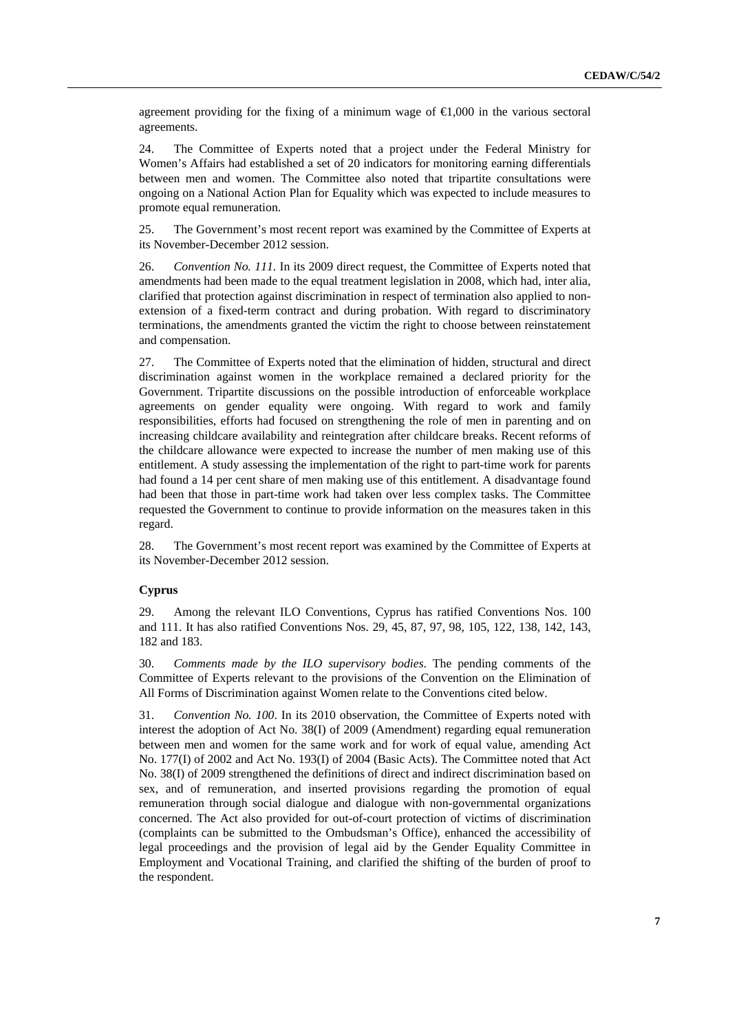agreement providing for the fixing of a minimum wage of €1,000 in the various sectoral agreements.

24. The Committee of Experts noted that a project under the Federal Ministry for Women's Affairs had established a set of 20 indicators for monitoring earning differentials between men and women. The Committee also noted that tripartite consultations were ongoing on a National Action Plan for Equality which was expected to include measures to promote equal remuneration.

25. The Government's most recent report was examined by the Committee of Experts at its November-December 2012 session.

26. *Convention No. 111.* In its 2009 direct request, the Committee of Experts noted that amendments had been made to the equal treatment legislation in 2008, which had, inter alia, clarified that protection against discrimination in respect of termination also applied to non-extension of a fixed-term contract and during probation. With regard to discriminatory terminations, the amendments granted the victim the right to choose between reinstatement and compensation.

27. The Committee of Experts noted that the elimination of hidden, structural and direct discrimination against women in the workplace remained a declared priority for the Government. Tripartite discussions on the possible introduction of enforceable workplace agreements on gender equality were ongoing. With regard to work and family responsibilities, efforts had focused on strengthening the role of men in parenting and on increasing childcare availability and reintegration after childcare breaks. Recent reforms of the childcare allowance were expected to increase the number of men making use of this entitlement. A study assessing the implementation of the right to part-time work for parents had found a 14 per cent share of men making use of this entitlement. A disadvantage found had been that those in part-time work had taken over less complex tasks. The Committee requested the Government to continue to provide information on the measures taken in this regard.

28. The Government's most recent report was examined by the Committee of Experts at its November-December 2012 session.

### Cyprus

29. Among the relevant ILO Conventions, Cyprus has ratified Conventions Nos. 100 and 111. It has also ratified Conventions Nos. 29, 45, 87, 97, 98, 105, 122, 138, 142, 143, 182 and 183.

30. *Comments made by the ILO supervisory bodies*. The pending comments of the Committee of Experts relevant to the provisions of the Convention on the Elimination of All Forms of Discrimination against Women relate to the Conventions cited below.

31. *Convention No. 100*. In its 2010 observation, the Committee of Experts noted with interest the adoption of Act No. 38(I) of 2009 (Amendment) regarding equal remuneration between men and women for the same work and for work of equal value, amending Act No. 177(I) of 2002 and Act No. 193(I) of 2004 (Basic Acts). The Committee noted that Act No. 38(I) of 2009 strengthened the definitions of direct and indirect discrimination based on sex, and of remuneration, and inserted provisions regarding the promotion of equal remuneration through social dialogue and dialogue with non-governmental organizations concerned. The Act also provided for out-of-court protection of victims of discrimination (complaints can be submitted to the Ombudsman's Office), enhanced the accessibility of legal proceedings and the provision of legal aid by the Gender Equality Committee in Employment and Vocational Training, and clarified the shifting of the burden of proof to the respondent.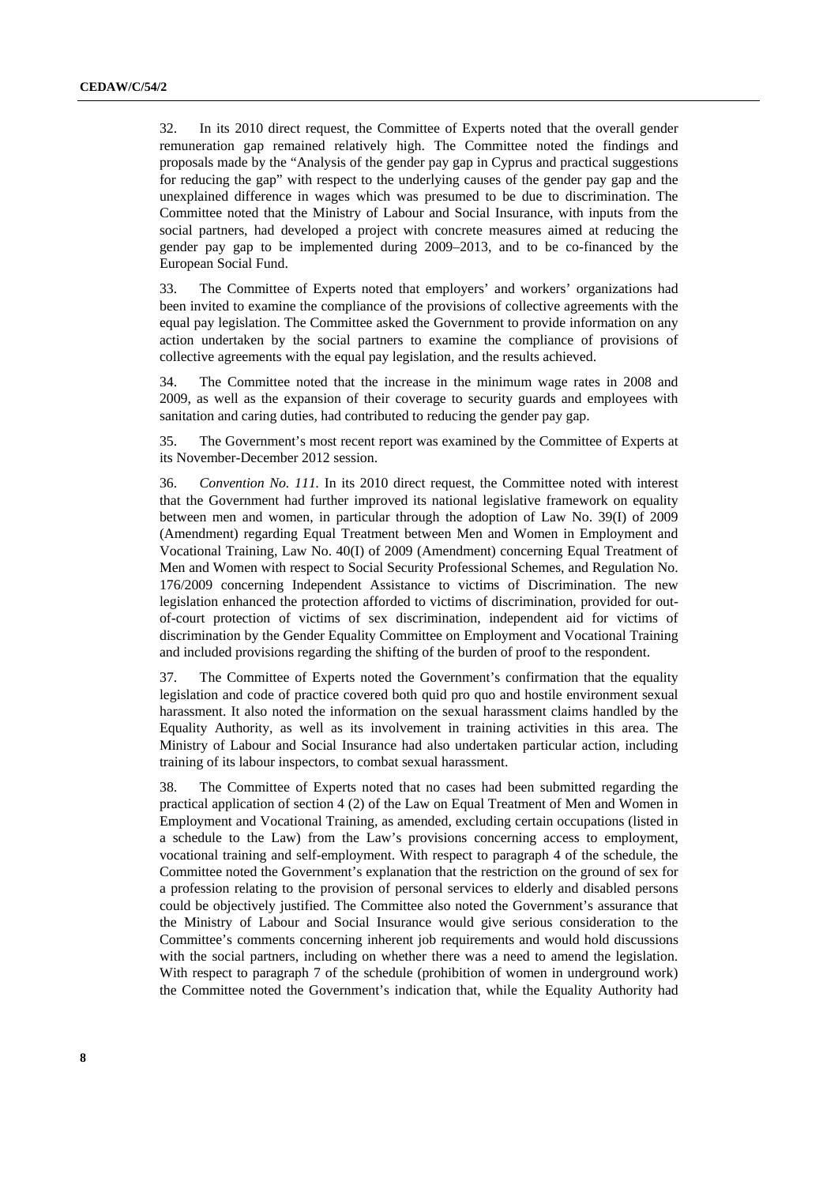32. In its 2010 direct request, the Committee of Experts noted that the overall gender remuneration gap remained relatively high. The Committee noted the findings and proposals made by the "Analysis of the gender pay gap in Cyprus and practical suggestions for reducing the gap" with respect to the underlying causes of the gender pay gap and the unexplained difference in wages which was presumed to be due to discrimination. The Committee noted that the Ministry of Labour and Social Insurance, with inputs from the social partners, had developed a project with concrete measures aimed at reducing the gender pay gap to be implemented during 2009–2013, and to be co-financed by the European Social Fund.

33. The Committee of Experts noted that employers' and workers' organizations had been invited to examine the compliance of the provisions of collective agreements with the equal pay legislation. The Committee asked the Government to provide information on any action undertaken by the social partners to examine the compliance of provisions of collective agreements with the equal pay legislation, and the results achieved.

34. The Committee noted that the increase in the minimum wage rates in 2008 and 2009, as well as the expansion of their coverage to security guards and employees with sanitation and caring duties, had contributed to reducing the gender pay gap.

35. The Government's most recent report was examined by the Committee of Experts at its November-December 2012 session.

36. *Convention No. 111.* In its 2010 direct request, the Committee noted with interest that the Government had further improved its national legislative framework on equality between men and women, in particular through the adoption of Law No. 39(I) of 2009 (Amendment) regarding Equal Treatment between Men and Women in Employment and Vocational Training, Law No. 40(I) of 2009 (Amendment) concerning Equal Treatment of Men and Women with respect to Social Security Professional Schemes, and Regulation No. 176/2009 concerning Independent Assistance to victims of Discrimination. The new legislation enhanced the protection afforded to victims of discrimination, provided for out-of-court protection of victims of sex discrimination, independent aid for victims of discrimination by the Gender Equality Committee on Employment and Vocational Training and included provisions regarding the shifting of the burden of proof to the respondent.

37. The Committee of Experts noted the Government's confirmation that the equality legislation and code of practice covered both quid pro quo and hostile environment sexual harassment. It also noted the information on the sexual harassment claims handled by the Equality Authority, as well as its involvement in training activities in this area. The Ministry of Labour and Social Insurance had also undertaken particular action, including training of its labour inspectors, to combat sexual harassment.

38. The Committee of Experts noted that no cases had been submitted regarding the practical application of section 4 (2) of the Law on Equal Treatment of Men and Women in Employment and Vocational Training, as amended, excluding certain occupations (listed in a schedule to the Law) from the Law's provisions concerning access to employment, vocational training and self-employment. With respect to paragraph 4 of the schedule, the Committee noted the Government's explanation that the restriction on the ground of sex for a profession relating to the provision of personal services to elderly and disabled persons could be objectively justified. The Committee also noted the Government's assurance that the Ministry of Labour and Social Insurance would give serious consideration to the Committee's comments concerning inherent job requirements and would hold discussions with the social partners, including on whether there was a need to amend the legislation. With respect to paragraph 7 of the schedule (prohibition of women in underground work) the Committee noted the Government's indication that, while the Equality Authority had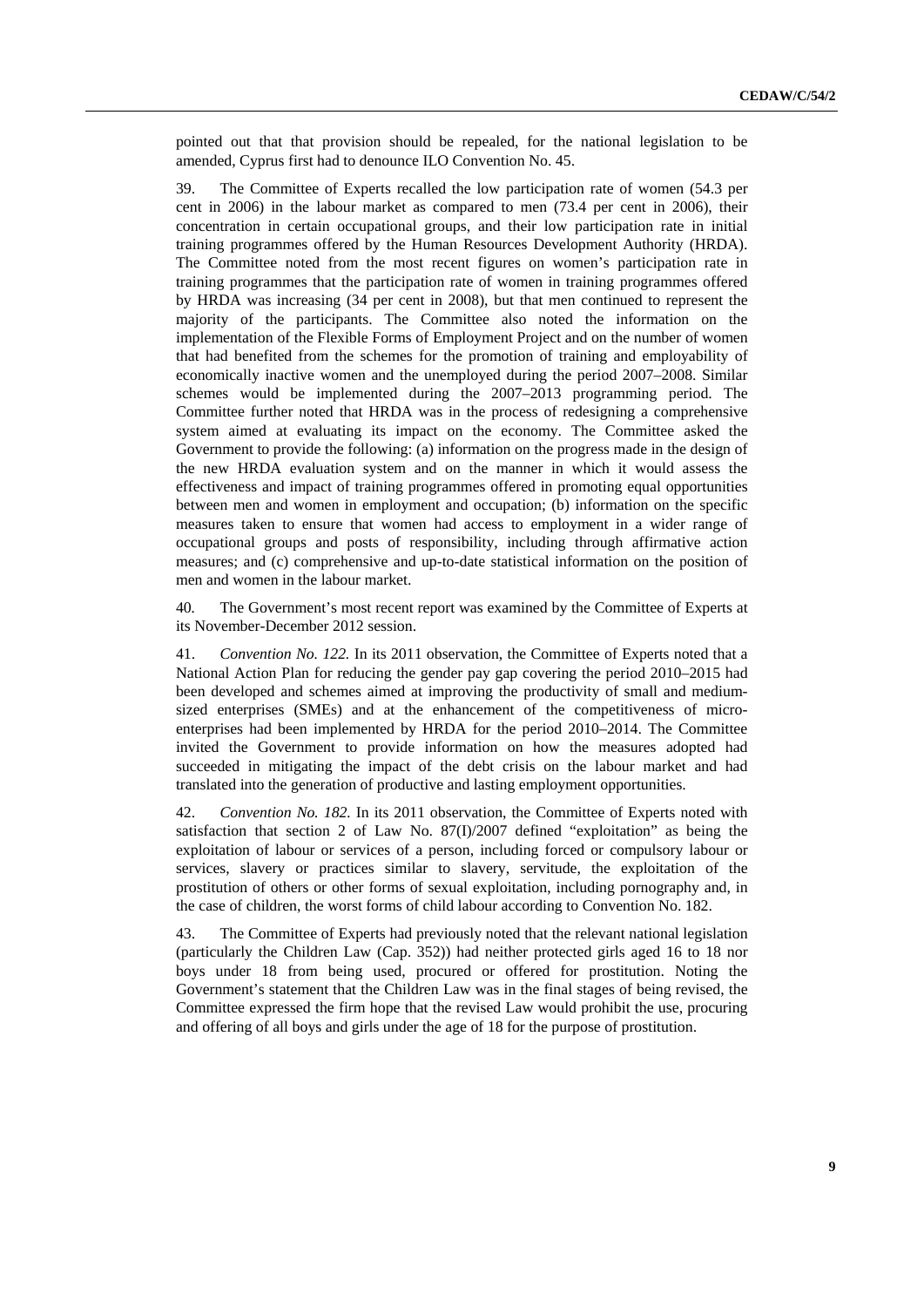pointed out that that provision should be repealed, for the national legislation to be amended, Cyprus first had to denounce ILO Convention No. 45.

39. The Committee of Experts recalled the low participation rate of women (54.3 per cent in 2006) in the labour market as compared to men (73.4 per cent in 2006), their concentration in certain occupational groups, and their low participation rate in initial training programmes offered by the Human Resources Development Authority (HRDA). The Committee noted from the most recent figures on women's participation rate in training programmes that the participation rate of women in training programmes offered by HRDA was increasing (34 per cent in 2008), but that men continued to represent the majority of the participants. The Committee also noted the information on the implementation of the Flexible Forms of Employment Project and on the number of women that had benefited from the schemes for the promotion of training and employability of economically inactive women and the unemployed during the period 2007–2008. Similar schemes would be implemented during the 2007–2013 programming period. The Committee further noted that HRDA was in the process of redesigning a comprehensive system aimed at evaluating its impact on the economy. The Committee asked the Government to provide the following: (a) information on the progress made in the design of the new HRDA evaluation system and on the manner in which it would assess the effectiveness and impact of training programmes offered in promoting equal opportunities between men and women in employment and occupation; (b) information on the specific measures taken to ensure that women had access to employment in a wider range of occupational groups and posts of responsibility, including through affirmative action measures; and (c) comprehensive and up-to-date statistical information on the position of men and women in the labour market.

40. The Government's most recent report was examined by the Committee of Experts at its November-December 2012 session.

41. *Convention No. 122.* In its 2011 observation, the Committee of Experts noted that a National Action Plan for reducing the gender pay gap covering the period 2010–2015 had been developed and schemes aimed at improving the productivity of small and medium-sized enterprises (SMEs) and at the enhancement of the competitiveness of micro-enterprises had been implemented by HRDA for the period 2010–2014. The Committee invited the Government to provide information on how the measures adopted had succeeded in mitigating the impact of the debt crisis on the labour market and had translated into the generation of productive and lasting employment opportunities.

42. *Convention No. 182.* In its 2011 observation, the Committee of Experts noted with satisfaction that section 2 of Law No. 87(I)/2007 defined "exploitation" as being the exploitation of labour or services of a person, including forced or compulsory labour or services, slavery or practices similar to slavery, servitude, the exploitation of the prostitution of others or other forms of sexual exploitation, including pornography and, in the case of children, the worst forms of child labour according to Convention No. 182.

43. The Committee of Experts had previously noted that the relevant national legislation (particularly the Children Law (Cap. 352)) had neither protected girls aged 16 to 18 nor boys under 18 from being used, procured or offered for prostitution. Noting the Government's statement that the Children Law was in the final stages of being revised, the Committee expressed the firm hope that the revised Law would prohibit the use, procuring and offering of all boys and girls under the age of 18 for the purpose of prostitution.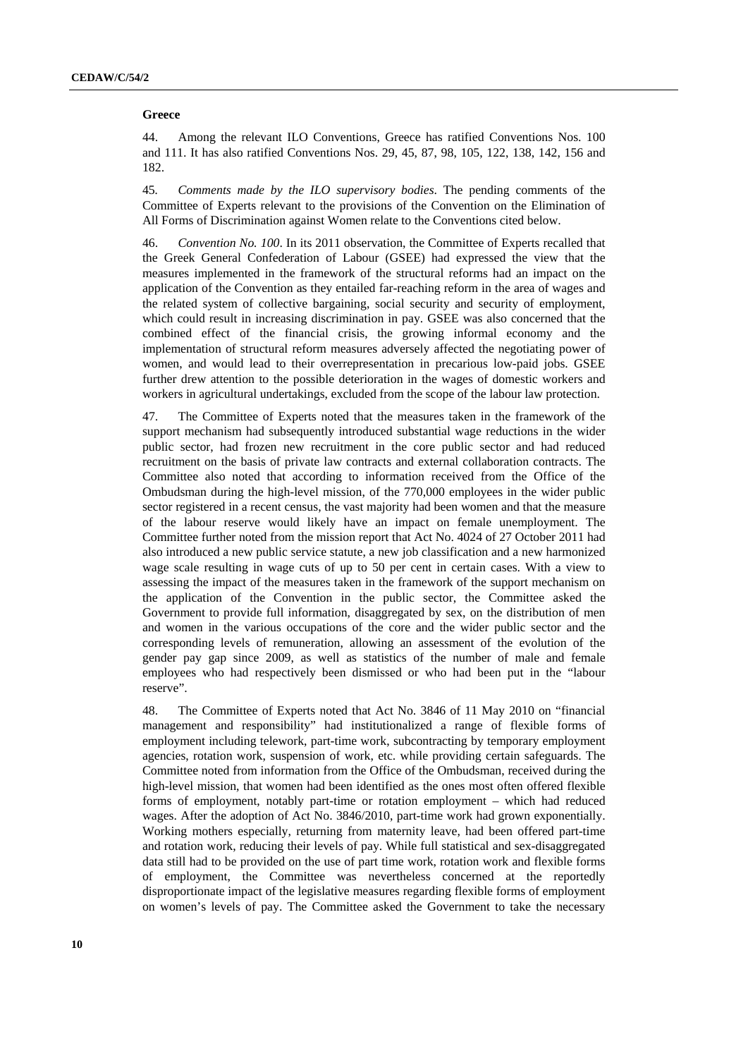### Greece

44. Among the relevant ILO Conventions, Greece has ratified Conventions Nos. 100 and 111. It has also ratified Conventions Nos. 29, 45, 87, 98, 105, 122, 138, 142, 156 and 182.

45. *Comments made by the ILO supervisory bodies*. The pending comments of the Committee of Experts relevant to the provisions of the Convention on the Elimination of All Forms of Discrimination against Women relate to the Conventions cited below.

46. *Convention No. 100*. In its 2011 observation, the Committee of Experts recalled that the Greek General Confederation of Labour (GSEE) had expressed the view that the measures implemented in the framework of the structural reforms had an impact on the application of the Convention as they entailed far-reaching reform in the area of wages and the related system of collective bargaining, social security and security of employment, which could result in increasing discrimination in pay. GSEE was also concerned that the combined effect of the financial crisis, the growing informal economy and the implementation of structural reform measures adversely affected the negotiating power of women, and would lead to their overrepresentation in precarious low-paid jobs. GSEE further drew attention to the possible deterioration in the wages of domestic workers and workers in agricultural undertakings, excluded from the scope of the labour law protection.

47. The Committee of Experts noted that the measures taken in the framework of the support mechanism had subsequently introduced substantial wage reductions in the wider public sector, had frozen new recruitment in the core public sector and had reduced recruitment on the basis of private law contracts and external collaboration contracts. The Committee also noted that according to information received from the Office of the Ombudsman during the high-level mission, of the 770,000 employees in the wider public sector registered in a recent census, the vast majority had been women and that the measure of the labour reserve would likely have an impact on female unemployment. The Committee further noted from the mission report that Act No. 4024 of 27 October 2011 had also introduced a new public service statute, a new job classification and a new harmonized wage scale resulting in wage cuts of up to 50 per cent in certain cases. With a view to assessing the impact of the measures taken in the framework of the support mechanism on the application of the Convention in the public sector, the Committee asked the Government to provide full information, disaggregated by sex, on the distribution of men and women in the various occupations of the core and the wider public sector and the corresponding levels of remuneration, allowing an assessment of the evolution of the gender pay gap since 2009, as well as statistics of the number of male and female employees who had respectively been dismissed or who had been put in the "labour reserve".

48. The Committee of Experts noted that Act No. 3846 of 11 May 2010 on "financial management and responsibility" had institutionalized a range of flexible forms of employment including telework, part-time work, subcontracting by temporary employment agencies, rotation work, suspension of work, etc. while providing certain safeguards. The Committee noted from information from the Office of the Ombudsman, received during the high-level mission, that women had been identified as the ones most often offered flexible forms of employment, notably part-time or rotation employment – which had reduced wages. After the adoption of Act No. 3846/2010, part-time work had grown exponentially. Working mothers especially, returning from maternity leave, had been offered part-time and rotation work, reducing their levels of pay. While full statistical and sex-disaggregated data still had to be provided on the use of part time work, rotation work and flexible forms of employment, the Committee was nevertheless concerned at the reportedly disproportionate impact of the legislative measures regarding flexible forms of employment on women's levels of pay. The Committee asked the Government to take the necessary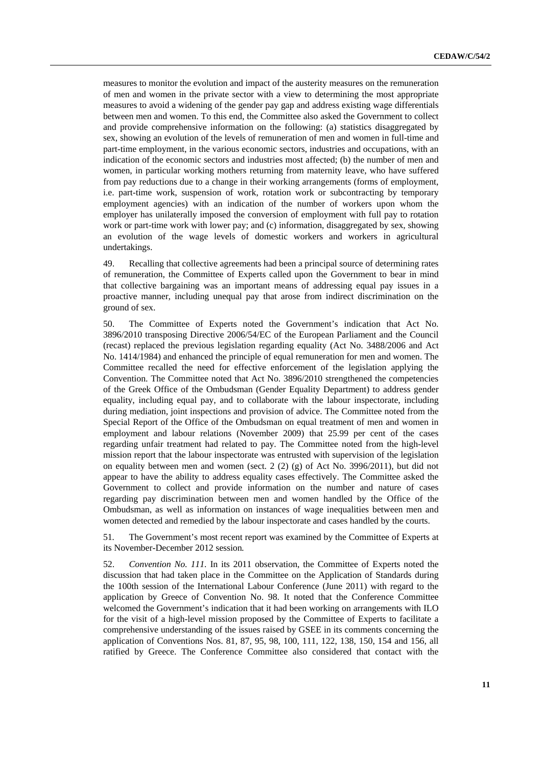measures to monitor the evolution and impact of the austerity measures on the remuneration of men and women in the private sector with a view to determining the most appropriate measures to avoid a widening of the gender pay gap and address existing wage differentials between men and women. To this end, the Committee also asked the Government to collect and provide comprehensive information on the following: (a) statistics disaggregated by sex, showing an evolution of the levels of remuneration of men and women in full-time and part-time employment, in the various economic sectors, industries and occupations, with an indication of the economic sectors and industries most affected; (b) the number of men and women, in particular working mothers returning from maternity leave, who have suffered from pay reductions due to a change in their working arrangements (forms of employment, i.e. part-time work, suspension of work, rotation work or subcontracting by temporary employment agencies) with an indication of the number of workers upon whom the employer has unilaterally imposed the conversion of employment with full pay to rotation work or part-time work with lower pay; and (c) information, disaggregated by sex, showing an evolution of the wage levels of domestic workers and workers in agricultural undertakings.

49. Recalling that collective agreements had been a principal source of determining rates of remuneration, the Committee of Experts called upon the Government to bear in mind that collective bargaining was an important means of addressing equal pay issues in a proactive manner, including unequal pay that arose from indirect discrimination on the ground of sex.

50. The Committee of Experts noted the Government's indication that Act No. 3896/2010 transposing Directive 2006/54/EC of the European Parliament and the Council (recast) replaced the previous legislation regarding equality (Act No. 3488/2006 and Act No. 1414/1984) and enhanced the principle of equal remuneration for men and women. The Committee recalled the need for effective enforcement of the legislation applying the Convention. The Committee noted that Act No. 3896/2010 strengthened the competencies of the Greek Office of the Ombudsman (Gender Equality Department) to address gender equality, including equal pay, and to collaborate with the labour inspectorate, including during mediation, joint inspections and provision of advice. The Committee noted from the Special Report of the Office of the Ombudsman on equal treatment of men and women in employment and labour relations (November 2009) that 25.99 per cent of the cases regarding unfair treatment had related to pay. The Committee noted from the high-level mission report that the labour inspectorate was entrusted with supervision of the legislation on equality between men and women (sect. 2 (2) (g) of Act No. 3996/2011), but did not appear to have the ability to address equality cases effectively. The Committee asked the Government to collect and provide information on the number and nature of cases regarding pay discrimination between men and women handled by the Office of the Ombudsman, as well as information on instances of wage inequalities between men and women detected and remedied by the labour inspectorate and cases handled by the courts.

51. The Government's most recent report was examined by the Committee of Experts at its November-December 2012 session.

52. *Convention No. 111.* In its 2011 observation, the Committee of Experts noted the discussion that had taken place in the Committee on the Application of Standards during the 100th session of the International Labour Conference (June 2011) with regard to the application by Greece of Convention No. 98. It noted that the Conference Committee welcomed the Government's indication that it had been working on arrangements with ILO for the visit of a high-level mission proposed by the Committee of Experts to facilitate a comprehensive understanding of the issues raised by GSEE in its comments concerning the application of Conventions Nos. 81, 87, 95, 98, 100, 111, 122, 138, 150, 154 and 156, all ratified by Greece. The Conference Committee also considered that contact with the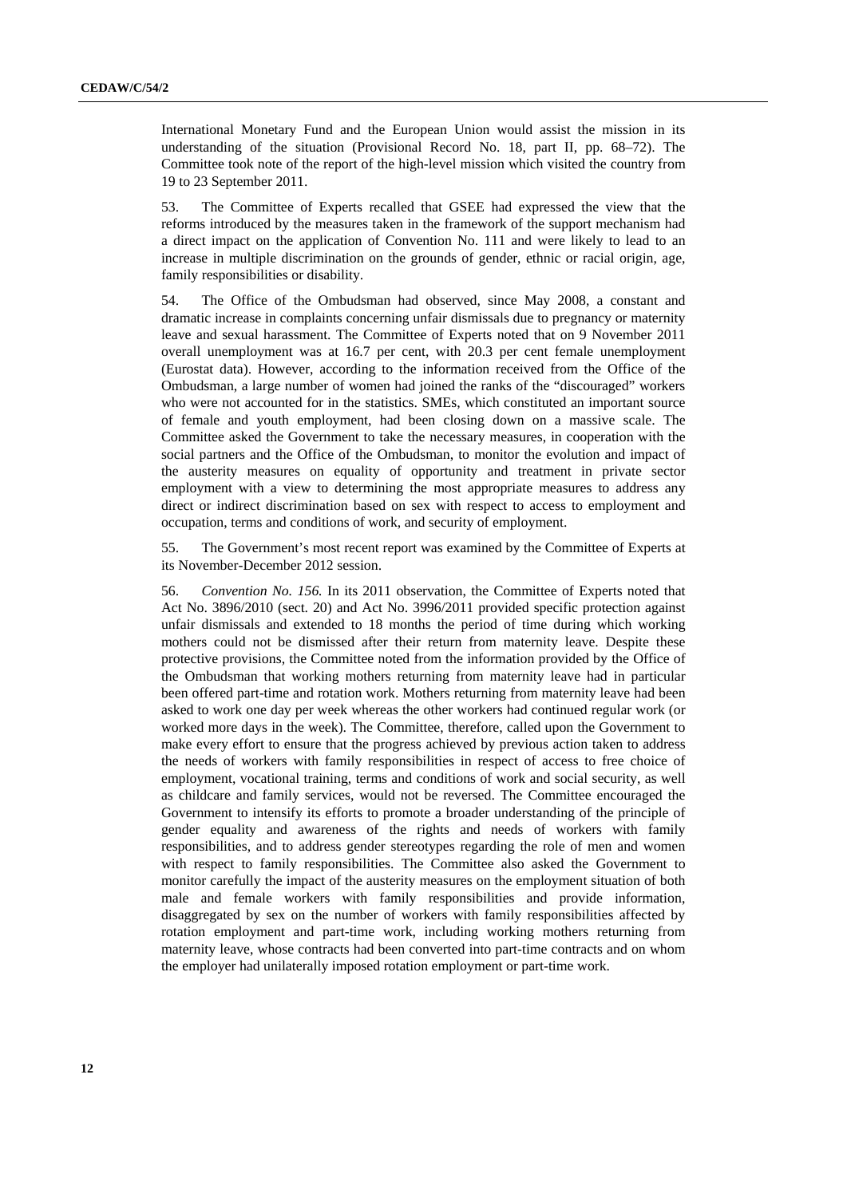International Monetary Fund and the European Union would assist the mission in its understanding of the situation (Provisional Record No. 18, part II, pp. 68–72). The Committee took note of the report of the high-level mission which visited the country from 19 to 23 September 2011.

53. The Committee of Experts recalled that GSEE had expressed the view that the reforms introduced by the measures taken in the framework of the support mechanism had a direct impact on the application of Convention No. 111 and were likely to lead to an increase in multiple discrimination on the grounds of gender, ethnic or racial origin, age, family responsibilities or disability.

54. The Office of the Ombudsman had observed, since May 2008, a constant and dramatic increase in complaints concerning unfair dismissals due to pregnancy or maternity leave and sexual harassment. The Committee of Experts noted that on 9 November 2011 overall unemployment was at 16.7 per cent, with 20.3 per cent female unemployment (Eurostat data). However, according to the information received from the Office of the Ombudsman, a large number of women had joined the ranks of the "discouraged" workers who were not accounted for in the statistics. SMEs, which constituted an important source of female and youth employment, had been closing down on a massive scale. The Committee asked the Government to take the necessary measures, in cooperation with the social partners and the Office of the Ombudsman, to monitor the evolution and impact of the austerity measures on equality of opportunity and treatment in private sector employment with a view to determining the most appropriate measures to address any direct or indirect discrimination based on sex with respect to access to employment and occupation, terms and conditions of work, and security of employment.

55. The Government's most recent report was examined by the Committee of Experts at its November-December 2012 session.

56. *Convention No. 156.* In its 2011 observation, the Committee of Experts noted that Act No. 3896/2010 (sect. 20) and Act No. 3996/2011 provided specific protection against unfair dismissals and extended to 18 months the period of time during which working mothers could not be dismissed after their return from maternity leave. Despite these protective provisions, the Committee noted from the information provided by the Office of the Ombudsman that working mothers returning from maternity leave had in particular been offered part-time and rotation work. Mothers returning from maternity leave had been asked to work one day per week whereas the other workers had continued regular work (or worked more days in the week). The Committee, therefore, called upon the Government to make every effort to ensure that the progress achieved by previous action taken to address the needs of workers with family responsibilities in respect of access to free choice of employment, vocational training, terms and conditions of work and social security, as well as childcare and family services, would not be reversed. The Committee encouraged the Government to intensify its efforts to promote a broader understanding of the principle of gender equality and awareness of the rights and needs of workers with family responsibilities, and to address gender stereotypes regarding the role of men and women with respect to family responsibilities. The Committee also asked the Government to monitor carefully the impact of the austerity measures on the employment situation of both male and female workers with family responsibilities and provide information, disaggregated by sex on the number of workers with family responsibilities affected by rotation employment and part-time work, including working mothers returning from maternity leave, whose contracts had been converted into part-time contracts and on whom the employer had unilaterally imposed rotation employment or part-time work.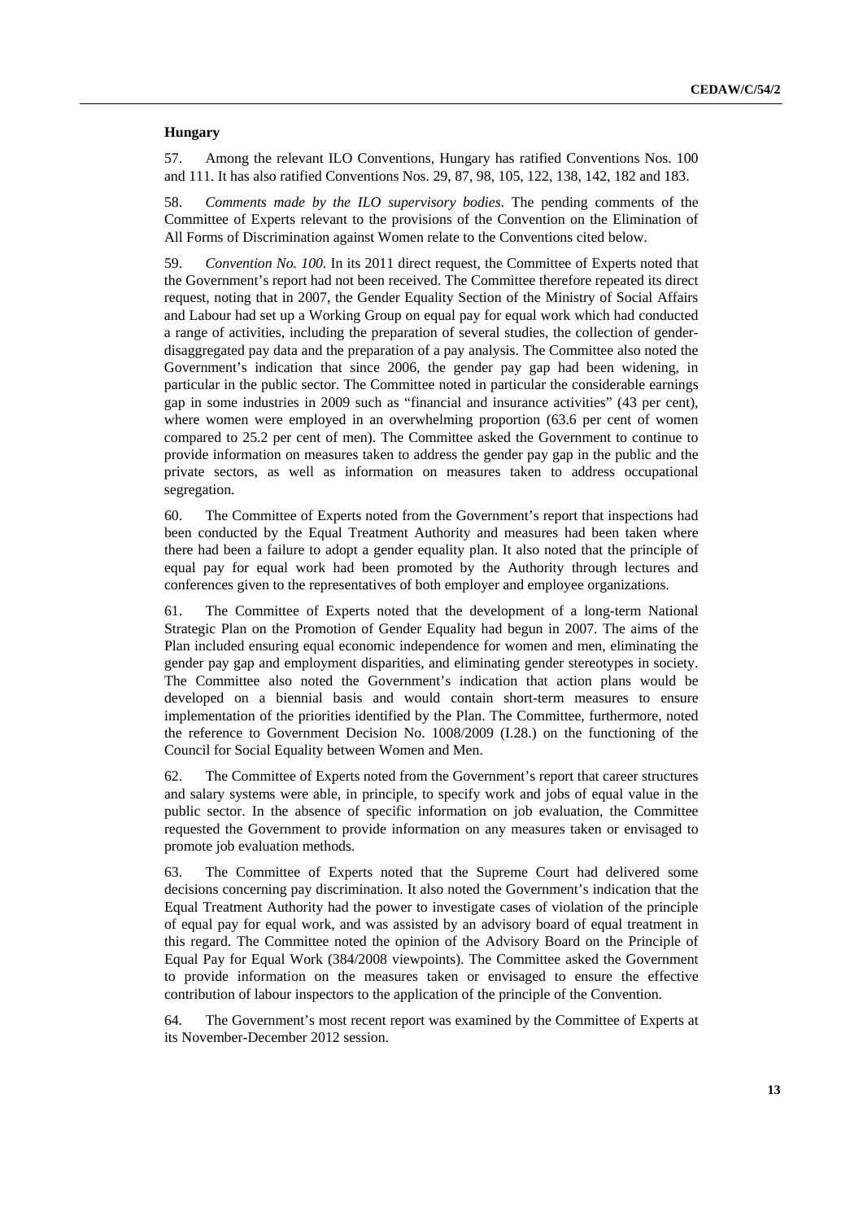**Hungary**

57. Among the relevant ILO Conventions, Hungary has ratified Conventions Nos. 100 and 111. It has also ratified Conventions Nos. 29, 87, 98, 105, 122, 138, 142, 182 and 183.

58. *Comments made by the ILO supervisory bodies*. The pending comments of the Committee of Experts relevant to the provisions of the Convention on the Elimination of All Forms of Discrimination against Women relate to the Conventions cited below.

59. *Convention No. 100.* In its 2011 direct request, the Committee of Experts noted that the Government's report had not been received. The Committee therefore repeated its direct request, noting that in 2007, the Gender Equality Section of the Ministry of Social Affairs and Labour had set up a Working Group on equal pay for equal work which had conducted a range of activities, including the preparation of several studies, the collection of gender-disaggregated pay data and the preparation of a pay analysis. The Committee also noted the Government's indication that since 2006, the gender pay gap had been widening, in particular in the public sector. The Committee noted in particular the considerable earnings gap in some industries in 2009 such as "financial and insurance activities" (43 per cent), where women were employed in an overwhelming proportion (63.6 per cent of women compared to 25.2 per cent of men). The Committee asked the Government to continue to provide information on measures taken to address the gender pay gap in the public and the private sectors, as well as information on measures taken to address occupational segregation.

60. The Committee of Experts noted from the Government's report that inspections had been conducted by the Equal Treatment Authority and measures had been taken where there had been a failure to adopt a gender equality plan. It also noted that the principle of equal pay for equal work had been promoted by the Authority through lectures and conferences given to the representatives of both employer and employee organizations.

61. The Committee of Experts noted that the development of a long-term National Strategic Plan on the Promotion of Gender Equality had begun in 2007. The aims of the Plan included ensuring equal economic independence for women and men, eliminating the gender pay gap and employment disparities, and eliminating gender stereotypes in society. The Committee also noted the Government's indication that action plans would be developed on a biennial basis and would contain short-term measures to ensure implementation of the priorities identified by the Plan. The Committee, furthermore, noted the reference to Government Decision No. 1008/2009 (I.28.) on the functioning of the Council for Social Equality between Women and Men.

62. The Committee of Experts noted from the Government's report that career structures and salary systems were able, in principle, to specify work and jobs of equal value in the public sector. In the absence of specific information on job evaluation, the Committee requested the Government to provide information on any measures taken or envisaged to promote job evaluation methods.

63. The Committee of Experts noted that the Supreme Court had delivered some decisions concerning pay discrimination. It also noted the Government's indication that the Equal Treatment Authority had the power to investigate cases of violation of the principle of equal pay for equal work, and was assisted by an advisory board of equal treatment in this regard. The Committee noted the opinion of the Advisory Board on the Principle of Equal Pay for Equal Work (384/2008 viewpoints). The Committee asked the Government to provide information on the measures taken or envisaged to ensure the effective contribution of labour inspectors to the application of the principle of the Convention.

64. The Government's most recent report was examined by the Committee of Experts at its November-December 2012 session.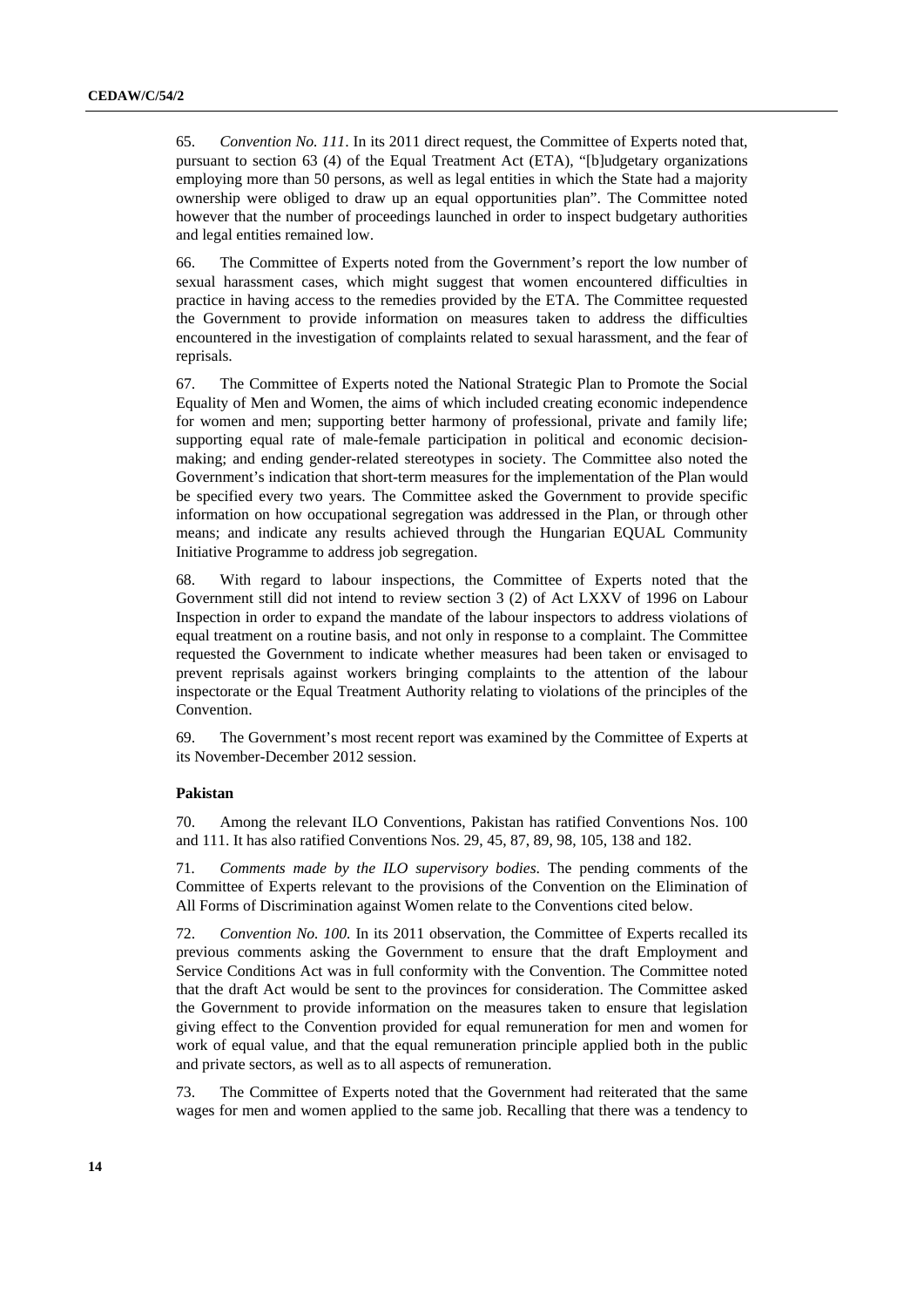65. *Convention No. 111*. In its 2011 direct request, the Committee of Experts noted that, pursuant to section 63 (4) of the Equal Treatment Act (ETA), "[b]udgetary organizations employing more than 50 persons, as well as legal entities in which the State had a majority ownership were obliged to draw up an equal opportunities plan". The Committee noted however that the number of proceedings launched in order to inspect budgetary authorities and legal entities remained low.

66. The Committee of Experts noted from the Government's report the low number of sexual harassment cases, which might suggest that women encountered difficulties in practice in having access to the remedies provided by the ETA. The Committee requested the Government to provide information on measures taken to address the difficulties encountered in the investigation of complaints related to sexual harassment, and the fear of reprisals.

67. The Committee of Experts noted the National Strategic Plan to Promote the Social Equality of Men and Women, the aims of which included creating economic independence for women and men; supporting better harmony of professional, private and family life; supporting equal rate of male-female participation in political and economic decision-making; and ending gender-related stereotypes in society. The Committee also noted the Government's indication that short-term measures for the implementation of the Plan would be specified every two years. The Committee asked the Government to provide specific information on how occupational segregation was addressed in the Plan, or through other means; and indicate any results achieved through the Hungarian EQUAL Community Initiative Programme to address job segregation.

68. With regard to labour inspections, the Committee of Experts noted that the Government still did not intend to review section 3 (2) of Act LXXV of 1996 on Labour Inspection in order to expand the mandate of the labour inspectors to address violations of equal treatment on a routine basis, and not only in response to a complaint. The Committee requested the Government to indicate whether measures had been taken or envisaged to prevent reprisals against workers bringing complaints to the attention of the labour inspectorate or the Equal Treatment Authority relating to violations of the principles of the Convention.

69. The Government's most recent report was examined by the Committee of Experts at its November-December 2012 session.

### Pakistan

70. Among the relevant ILO Conventions, Pakistan has ratified Conventions Nos. 100 and 111. It has also ratified Conventions Nos. 29, 45, 87, 89, 98, 105, 138 and 182.

71. *Comments made by the ILO supervisory bodies*. The pending comments of the Committee of Experts relevant to the provisions of the Convention on the Elimination of All Forms of Discrimination against Women relate to the Conventions cited below.

72. *Convention No. 100*. In its 2011 observation, the Committee of Experts recalled its previous comments asking the Government to ensure that the draft Employment and Service Conditions Act was in full conformity with the Convention. The Committee noted that the draft Act would be sent to the provinces for consideration. The Committee asked the Government to provide information on the measures taken to ensure that legislation giving effect to the Convention provided for equal remuneration for men and women for work of equal value, and that the equal remuneration principle applied both in the public and private sectors, as well as to all aspects of remuneration.

73. The Committee of Experts noted that the Government had reiterated that the same wages for men and women applied to the same job. Recalling that there was a tendency to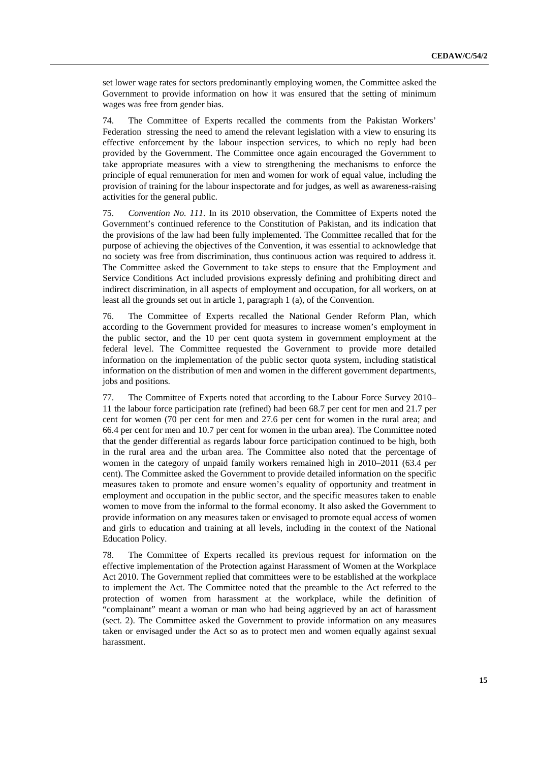set lower wage rates for sectors predominantly employing women, the Committee asked the Government to provide information on how it was ensured that the setting of minimum wages was free from gender bias.

74. The Committee of Experts recalled the comments from the Pakistan Workers' Federation stressing the need to amend the relevant legislation with a view to ensuring its effective enforcement by the labour inspection services, to which no reply had been provided by the Government. The Committee once again encouraged the Government to take appropriate measures with a view to strengthening the mechanisms to enforce the principle of equal remuneration for men and women for work of equal value, including the provision of training for the labour inspectorate and for judges, as well as awareness-raising activities for the general public.

75. *Convention No. 111.* In its 2010 observation, the Committee of Experts noted the Government's continued reference to the Constitution of Pakistan, and its indication that the provisions of the law had been fully implemented. The Committee recalled that for the purpose of achieving the objectives of the Convention, it was essential to acknowledge that no society was free from discrimination, thus continuous action was required to address it. The Committee asked the Government to take steps to ensure that the Employment and Service Conditions Act included provisions expressly defining and prohibiting direct and indirect discrimination, in all aspects of employment and occupation, for all workers, on at least all the grounds set out in article 1, paragraph 1 (a), of the Convention.

76. The Committee of Experts recalled the National Gender Reform Plan, which according to the Government provided for measures to increase women's employment in the public sector, and the 10 per cent quota system in government employment at the federal level. The Committee requested the Government to provide more detailed information on the implementation of the public sector quota system, including statistical information on the distribution of men and women in the different government departments, jobs and positions.

77. The Committee of Experts noted that according to the Labour Force Survey 2010–11 the labour force participation rate (refined) had been 68.7 per cent for men and 21.7 per cent for women (70 per cent for men and 27.6 per cent for women in the rural area; and 66.4 per cent for men and 10.7 per cent for women in the urban area). The Committee noted that the gender differential as regards labour force participation continued to be high, both in the rural area and the urban area. The Committee also noted that the percentage of women in the category of unpaid family workers remained high in 2010–2011 (63.4 per cent). The Committee asked the Government to provide detailed information on the specific measures taken to promote and ensure women's equality of opportunity and treatment in employment and occupation in the public sector, and the specific measures taken to enable women to move from the informal to the formal economy. It also asked the Government to provide information on any measures taken or envisaged to promote equal access of women and girls to education and training at all levels, including in the context of the National Education Policy.

78. The Committee of Experts recalled its previous request for information on the effective implementation of the Protection against Harassment of Women at the Workplace Act 2010. The Government replied that committees were to be established at the workplace to implement the Act. The Committee noted that the preamble to the Act referred to the protection of women from harassment at the workplace, while the definition of "complainant" meant a woman or man who had being aggrieved by an act of harassment (sect. 2). The Committee asked the Government to provide information on any measures taken or envisaged under the Act so as to protect men and women equally against sexual harassment.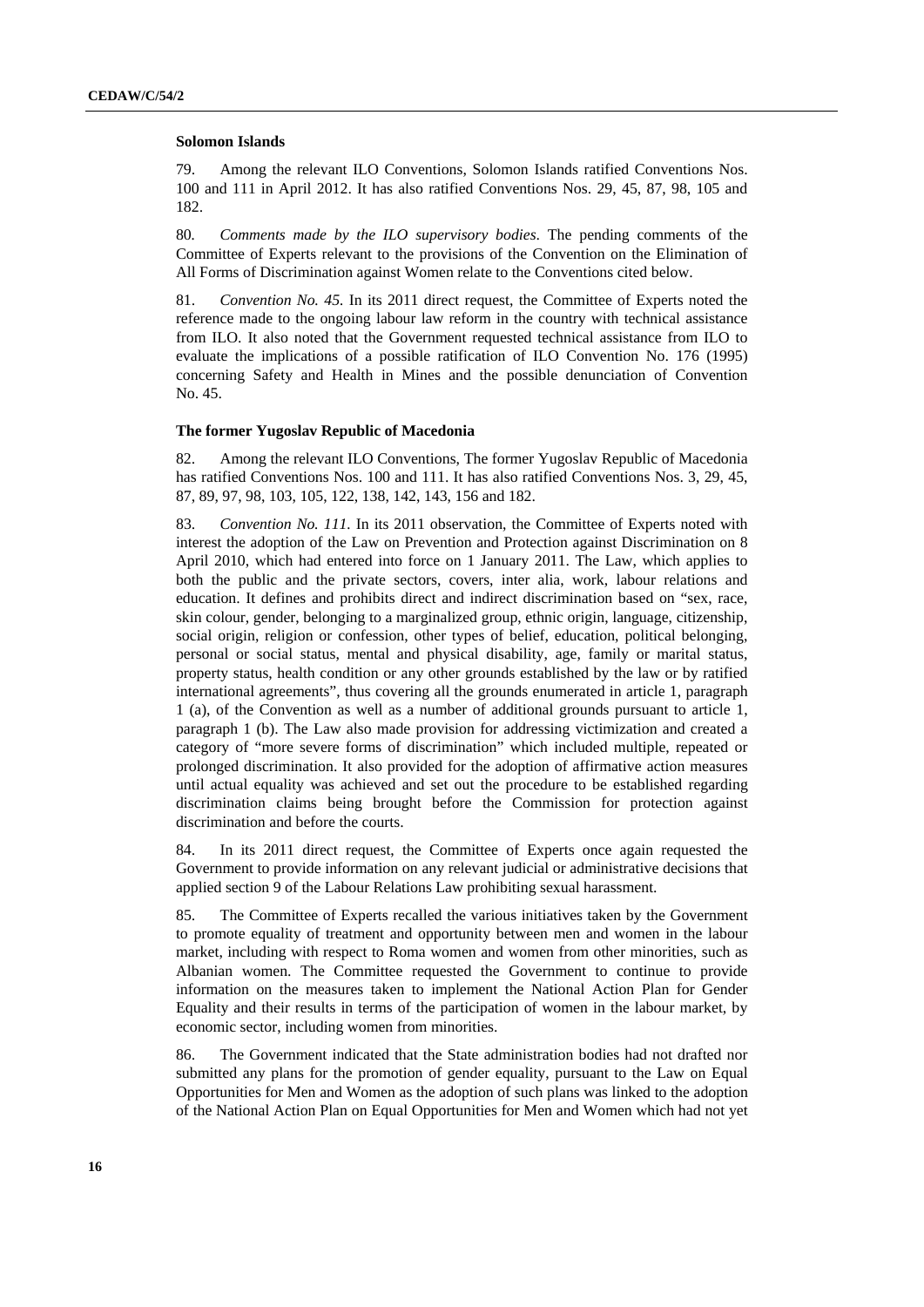**Solomon Islands**

79. Among the relevant ILO Conventions, Solomon Islands ratified Conventions Nos. 100 and 111 in April 2012. It has also ratified Conventions Nos. 29, 45, 87, 98, 105 and 182.

80. *Comments made by the ILO supervisory bodies*. The pending comments of the Committee of Experts relevant to the provisions of the Convention on the Elimination of All Forms of Discrimination against Women relate to the Conventions cited below.

81. *Convention No. 45*. In its 2011 direct request, the Committee of Experts noted the reference made to the ongoing labour law reform in the country with technical assistance from ILO. It also noted that the Government requested technical assistance from ILO to evaluate the implications of a possible ratification of ILO Convention No. 176 (1995) concerning Safety and Health in Mines and the possible denunciation of Convention No. 45.

**The former Yugoslav Republic of Macedonia**

82. Among the relevant ILO Conventions, The former Yugoslav Republic of Macedonia has ratified Conventions Nos. 100 and 111. It has also ratified Conventions Nos. 3, 29, 45, 87, 89, 97, 98, 103, 105, 122, 138, 142, 143, 156 and 182.

83. *Convention No. 111*. In its 2011 observation, the Committee of Experts noted with interest the adoption of the Law on Prevention and Protection against Discrimination on 8 April 2010, which had entered into force on 1 January 2011. The Law, which applies to both the public and the private sectors, covers, inter alia, work, labour relations and education. It defines and prohibits direct and indirect discrimination based on "sex, race, skin colour, gender, belonging to a marginalized group, ethnic origin, language, citizenship, social origin, religion or confession, other types of belief, education, political belonging, personal or social status, mental and physical disability, age, family or marital status, property status, health condition or any other grounds established by the law or by ratified international agreements", thus covering all the grounds enumerated in article 1, paragraph 1 (a), of the Convention as well as a number of additional grounds pursuant to article 1, paragraph 1 (b). The Law also made provision for addressing victimization and created a category of "more severe forms of discrimination" which included multiple, repeated or prolonged discrimination. It also provided for the adoption of affirmative action measures until actual equality was achieved and set out the procedure to be established regarding discrimination claims being brought before the Commission for protection against discrimination and before the courts.

84. In its 2011 direct request, the Committee of Experts once again requested the Government to provide information on any relevant judicial or administrative decisions that applied section 9 of the Labour Relations Law prohibiting sexual harassment.

85. The Committee of Experts recalled the various initiatives taken by the Government to promote equality of treatment and opportunity between men and women in the labour market, including with respect to Roma women and women from other minorities, such as Albanian women. The Committee requested the Government to continue to provide information on the measures taken to implement the National Action Plan for Gender Equality and their results in terms of the participation of women in the labour market, by economic sector, including women from minorities.

86. The Government indicated that the State administration bodies had not drafted nor submitted any plans for the promotion of gender equality, pursuant to the Law on Equal Opportunities for Men and Women as the adoption of such plans was linked to the adoption of the National Action Plan on Equal Opportunities for Men and Women which had not yet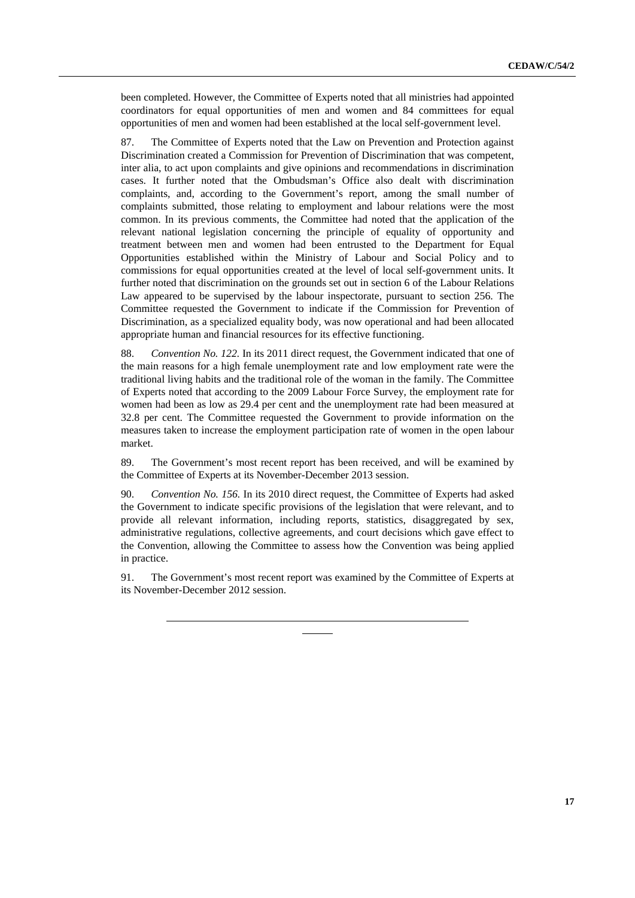been completed. However, the Committee of Experts noted that all ministries had appointed coordinators for equal opportunities of men and women and 84 committees for equal opportunities of men and women had been established at the local self-government level.

87. The Committee of Experts noted that the Law on Prevention and Protection against Discrimination created a Commission for Prevention of Discrimination that was competent, inter alia, to act upon complaints and give opinions and recommendations in discrimination cases. It further noted that the Ombudsman's Office also dealt with discrimination complaints, and, according to the Government's report, among the small number of complaints submitted, those relating to employment and labour relations were the most common. In its previous comments, the Committee had noted that the application of the relevant national legislation concerning the principle of equality of opportunity and treatment between men and women had been entrusted to the Department for Equal Opportunities established within the Ministry of Labour and Social Policy and to commissions for equal opportunities created at the level of local self-government units. It further noted that discrimination on the grounds set out in section 6 of the Labour Relations Law appeared to be supervised by the labour inspectorate, pursuant to section 256. The Committee requested the Government to indicate if the Commission for Prevention of Discrimination, as a specialized equality body, was now operational and had been allocated appropriate human and financial resources for its effective functioning.

88. *Convention No. 122.* In its 2011 direct request, the Government indicated that one of the main reasons for a high female unemployment rate and low employment rate were the traditional living habits and the traditional role of the woman in the family. The Committee of Experts noted that according to the 2009 Labour Force Survey, the employment rate for women had been as low as 29.4 per cent and the unemployment rate had been measured at 32.8 per cent. The Committee requested the Government to provide information on the measures taken to increase the employment participation rate of women in the open labour market.

89. The Government's most recent report has been received, and will be examined by the Committee of Experts at its November-December 2013 session.

90. *Convention No. 156.* In its 2010 direct request, the Committee of Experts had asked the Government to indicate specific provisions of the legislation that were relevant, and to provide all relevant information, including reports, statistics, disaggregated by sex, administrative regulations, collective agreements, and court decisions which gave effect to the Convention, allowing the Committee to assess how the Convention was being applied in practice.

91. The Government's most recent report was examined by the Committee of Experts at its November-December 2012 session.